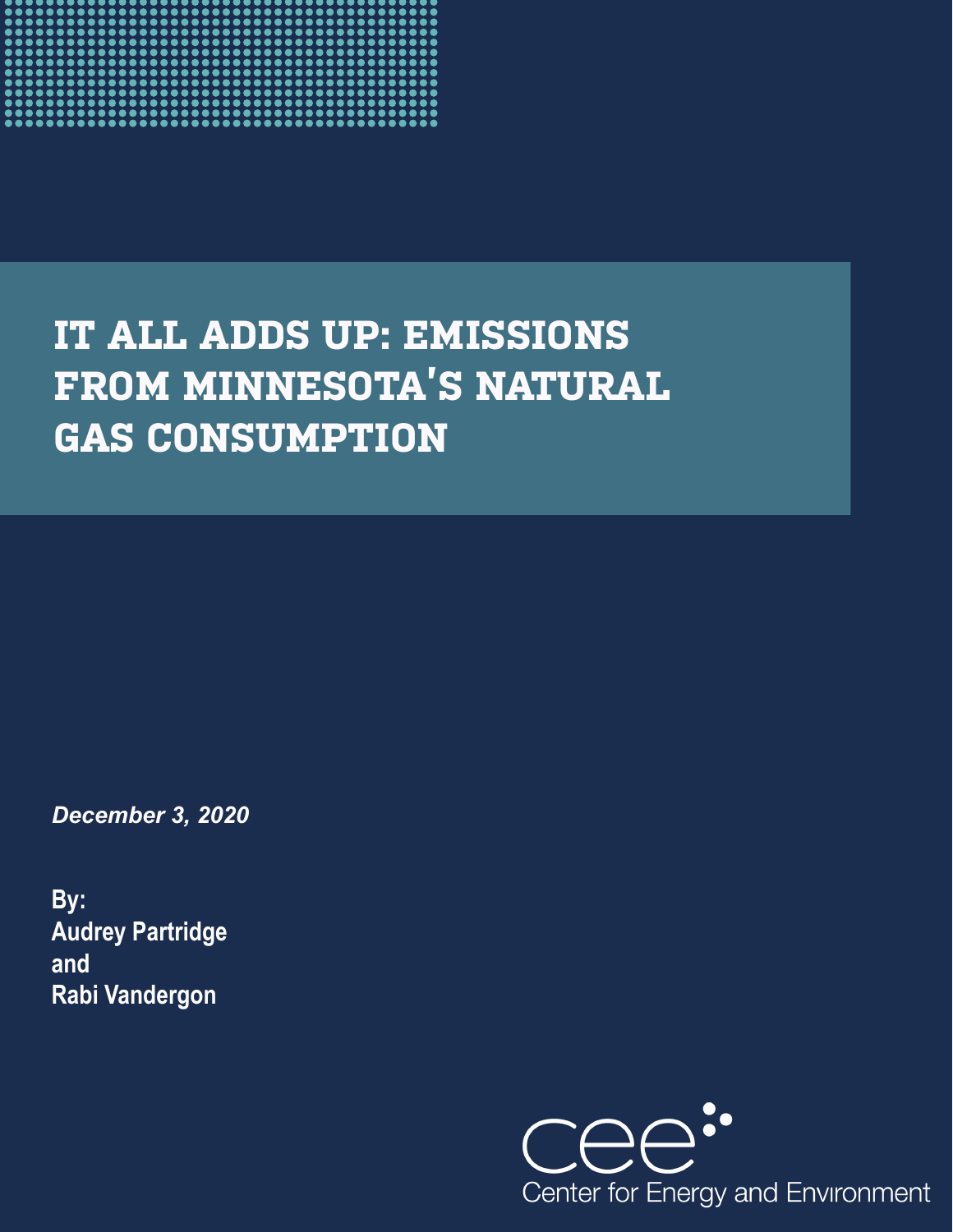# IT ALL ADDS UP: EMISSIONS FROM MINNESOTA'S NATURAL GAS CONSUMPTION

***December 3, 2020***

**By:**
**Audrey Partridge**
**and**
**Rabi Vandergon**

cee
Center for Energy and Environment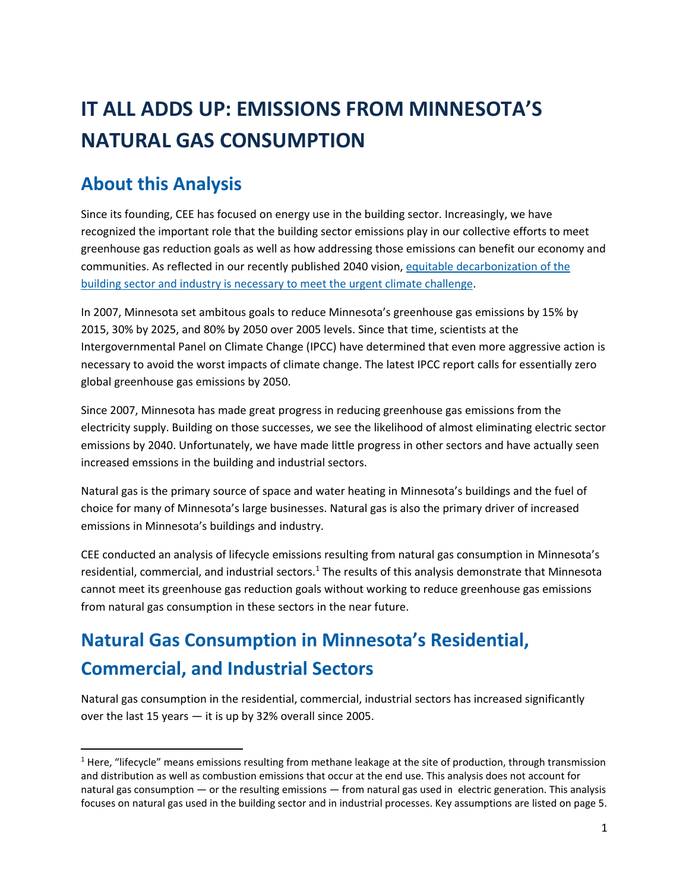# IT ALL ADDS UP: EMISSIONS FROM MINNESOTA'S NATURAL GAS CONSUMPTION

## About this Analysis

Since its founding, CEE has focused on energy use in the building sector. Increasingly, we have recognized the important role that the building sector emissions play in our collective efforts to meet greenhouse gas reduction goals as well as how addressing those emissions can benefit our economy and communities. As reflected in our recently published 2040 vision, equitable decarbonization of the building sector and industry is necessary to meet the urgent climate challenge.

In 2007, Minnesota set ambitous goals to reduce Minnesota's greenhouse gas emissions by 15% by 2015, 30% by 2025, and 80% by 2050 over 2005 levels. Since that time, scientists at the Intergovernmental Panel on Climate Change (IPCC) have determined that even more aggressive action is necessary to avoid the worst impacts of climate change. The latest IPCC report calls for essentially zero global greenhouse gas emissions by 2050.

Since 2007, Minnesota has made great progress in reducing greenhouse gas emissions from the electricity supply. Building on those successes, we see the likelihood of almost eliminating electric sector emissions by 2040. Unfortunately, we have made little progress in other sectors and have actually seen increased emssions in the building and industrial sectors.

Natural gas is the primary source of space and water heating in Minnesota's buildings and the fuel of choice for many of Minnesota's large businesses. Natural gas is also the primary driver of increased emissions in Minnesota's buildings and industry.

CEE conducted an analysis of lifecycle emissions resulting from natural gas consumption in Minnesota's residential, commercial, and industrial sectors.[1] The results of this analysis demonstrate that Minnesota cannot meet its greenhouse gas reduction goals without working to reduce greenhouse gas emissions from natural gas consumption in these sectors in the near future.

## Natural Gas Consumption in Minnesota's Residential, Commercial, and Industrial Sectors

Natural gas consumption in the residential, commercial, industrial sectors has increased significantly over the last 15 years — it is up by 32% overall since 2005.

---

[1] Here, "lifecycle" means emissions resulting from methane leakage at the site of production, through transmission and distribution as well as combustion emissions that occur at the end use. This analysis does not account for natural gas consumption — or the resulting emissions — from natural gas used in electric generation. This analysis focuses on natural gas used in the building sector and in industrial processes. Key assumptions are listed on page 5.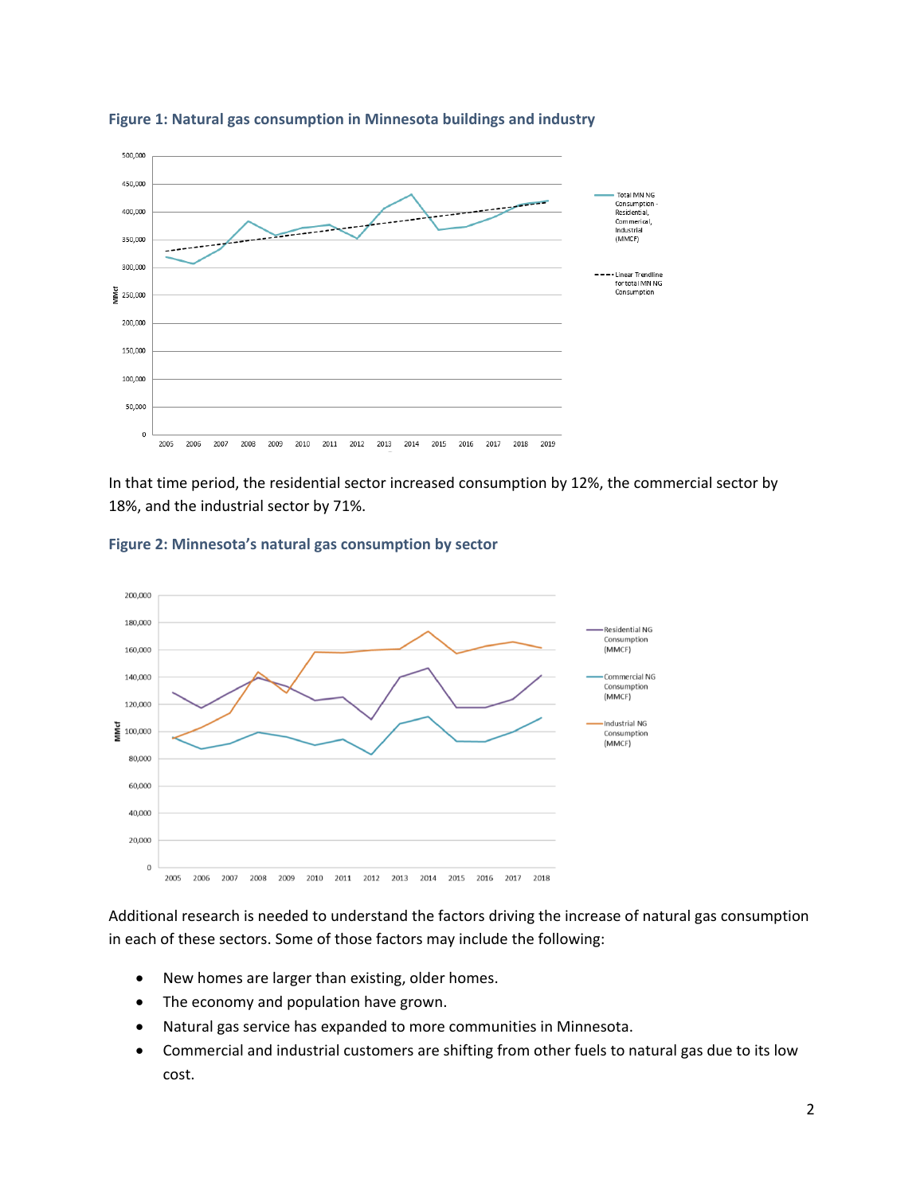**Figure 1: Natural gas consumption in Minnesota buildings and industry**

In that time period, the residential sector increased consumption by 12%, the commercial sector by 18%, and the industrial sector by 71%.

**Figure 2: Minnesota's natural gas consumption by sector**

Additional research is needed to understand the factors driving the increase of natural gas consumption in each of these sectors. Some of those factors may include the following:

- New homes are larger than existing, older homes.
- The economy and population have grown.
- Natural gas service has expanded to more communities in Minnesota.
- Commercial and industrial customers are shifting from other fuels to natural gas due to its low cost.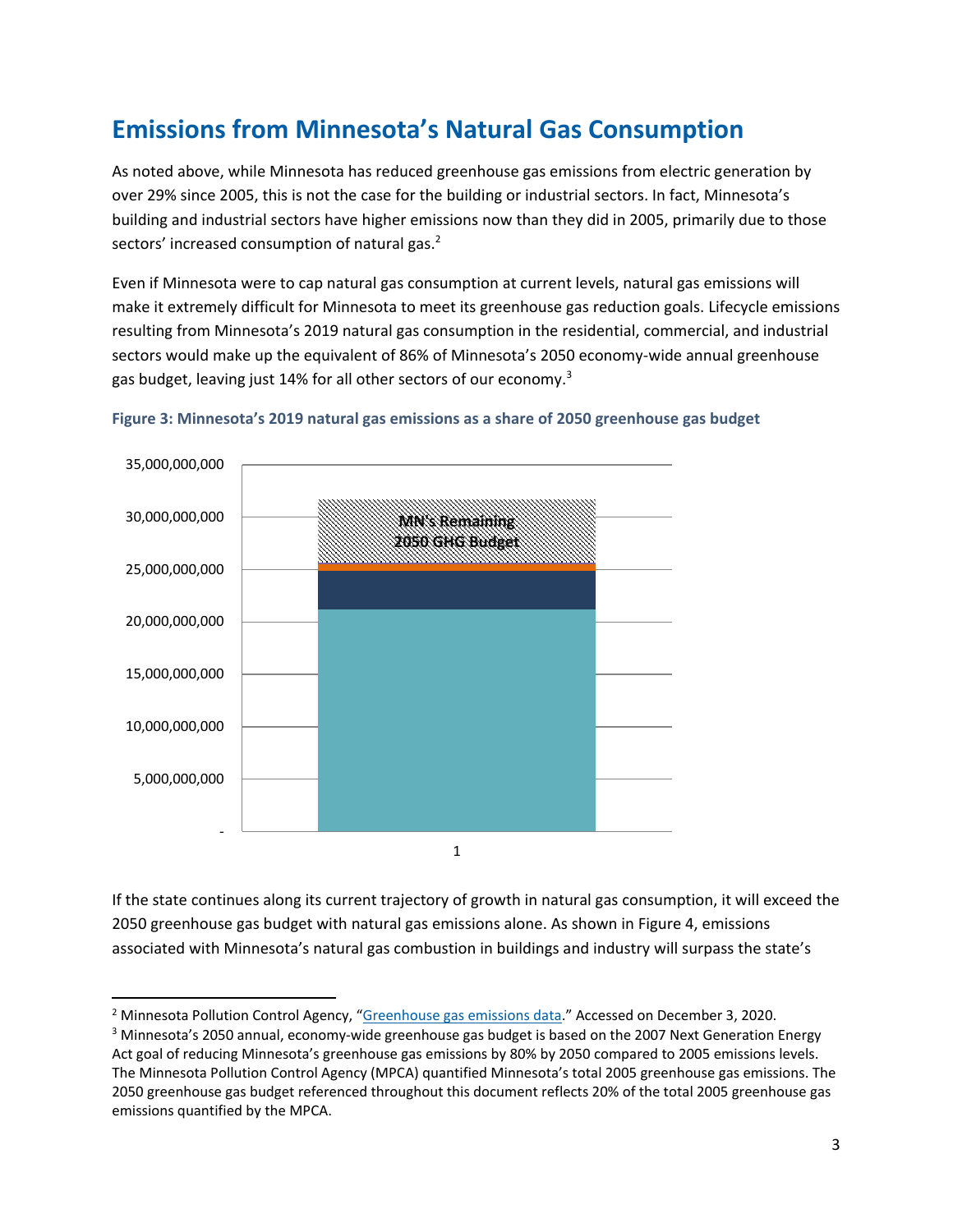## Emissions from Minnesota's Natural Gas Consumption

As noted above, while Minnesota has reduced greenhouse gas emissions from electric generation by over 29% since 2005, this is not the case for the building or industrial sectors. In fact, Minnesota's building and industrial sectors have higher emissions now than they did in 2005, primarily due to those sectors' increased consumption of natural gas.[2]

Even if Minnesota were to cap natural gas consumption at current levels, natural gas emissions will make it extremely difficult for Minnesota to meet its greenhouse gas reduction goals. Lifecycle emissions resulting from Minnesota's 2019 natural gas consumption in the residential, commercial, and industrial sectors would make up the equivalent of 86% of Minnesota's 2050 economy-wide annual greenhouse gas budget, leaving just 14% for all other sectors of our economy.[3]

**Figure 3: Minnesota's 2019 natural gas emissions as a share of 2050 greenhouse gas budget**

If the state continues along its current trajectory of growth in natural gas consumption, it will exceed the 2050 greenhouse gas budget with natural gas emissions alone. As shown in Figure 4, emissions associated with Minnesota's natural gas combustion in buildings and industry will surpass the state's

---

[2] Minnesota Pollution Control Agency, "Greenhouse gas emissions data." Accessed on December 3, 2020.

[3] Minnesota's 2050 annual, economy-wide greenhouse gas budget is based on the 2007 Next Generation Energy Act goal of reducing Minnesota's greenhouse gas emissions by 80% by 2050 compared to 2005 emissions levels. The Minnesota Pollution Control Agency (MPCA) quantified Minnesota's total 2005 greenhouse gas emissions. The 2050 greenhouse gas budget referenced throughout this document reflects 20% of the total 2005 greenhouse gas emissions quantified by the MPCA.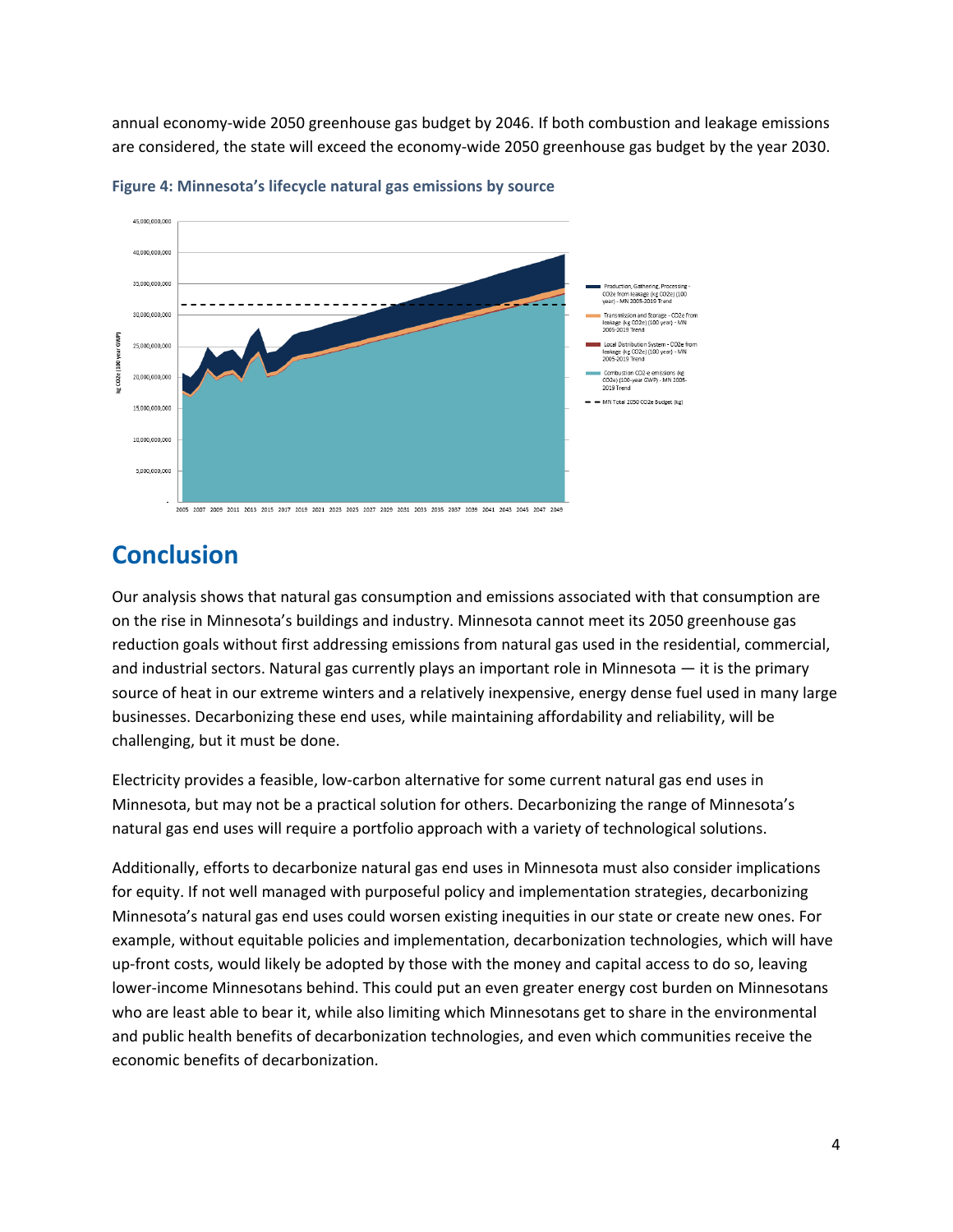annual economy-wide 2050 greenhouse gas budget by 2046. If both combustion and leakage emissions are considered, the state will exceed the economy-wide 2050 greenhouse gas budget by the year 2030.

**Figure 4: Minnesota's lifecycle natural gas emissions by source**

## Conclusion

Our analysis shows that natural gas consumption and emissions associated with that consumption are on the rise in Minnesota's buildings and industry. Minnesota cannot meet its 2050 greenhouse gas reduction goals without first addressing emissions from natural gas used in the residential, commercial, and industrial sectors. Natural gas currently plays an important role in Minnesota — it is the primary source of heat in our extreme winters and a relatively inexpensive, energy dense fuel used in many large businesses. Decarbonizing these end uses, while maintaining affordability and reliability, will be challenging, but it must be done.

Electricity provides a feasible, low-carbon alternative for some current natural gas end uses in Minnesota, but may not be a practical solution for others. Decarbonizing the range of Minnesota's natural gas end uses will require a portfolio approach with a variety of technological solutions.

Additionally, efforts to decarbonize natural gas end uses in Minnesota must also consider implications for equity. If not well managed with purposeful policy and implementation strategies, decarbonizing Minnesota's natural gas end uses could worsen existing inequities in our state or create new ones. For example, without equitable policies and implementation, decarbonization technologies, which will have up-front costs, would likely be adopted by those with the money and capital access to do so, leaving lower-income Minnesotans behind. This could put an even greater energy cost burden on Minnesotans who are least able to bear it, while also limiting which Minnesotans get to share in the environmental and public health benefits of decarbonization technologies, and even which communities receive the economic benefits of decarbonization.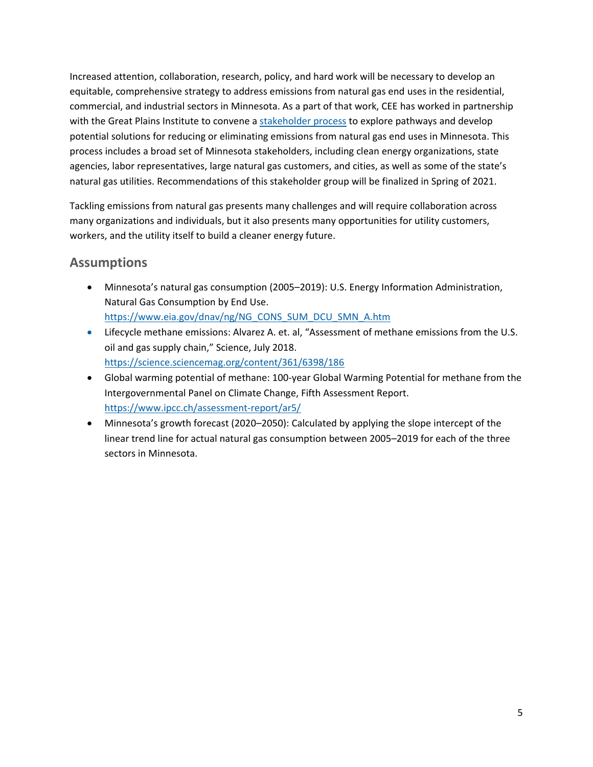Increased attention, collaboration, research, policy, and hard work will be necessary to develop an equitable, comprehensive strategy to address emissions from natural gas end uses in the residential, commercial, and industrial sectors in Minnesota. As a part of that work, CEE has worked in partnership with the Great Plains Institute to convene a [stakeholder process](#) to explore pathways and develop potential solutions for reducing or eliminating emissions from natural gas end uses in Minnesota. This process includes a broad set of Minnesota stakeholders, including clean energy organizations, state agencies, labor representatives, large natural gas customers, and cities, as well as some of the state's natural gas utilities. Recommendations of this stakeholder group will be finalized in Spring of 2021.

Tackling emissions from natural gas presents many challenges and will require collaboration across many organizations and individuals, but it also presents many opportunities for utility customers, workers, and the utility itself to build a cleaner energy future.

## Assumptions

- Minnesota's natural gas consumption (2005–2019): U.S. Energy Information Administration, Natural Gas Consumption by End Use. https://www.eia.gov/dnav/ng/NG_CONS_SUM_DCU_SMN_A.htm
- Lifecycle methane emissions: Alvarez A. et. al, "Assessment of methane emissions from the U.S. oil and gas supply chain," Science, July 2018. https://science.sciencemag.org/content/361/6398/186
- Global warming potential of methane: 100-year Global Warming Potential for methane from the Intergovernmental Panel on Climate Change, Fifth Assessment Report. https://www.ipcc.ch/assessment-report/ar5/
- Minnesota's growth forecast (2020–2050): Calculated by applying the slope intercept of the linear trend line for actual natural gas consumption between 2005–2019 for each of the three sectors in Minnesota.